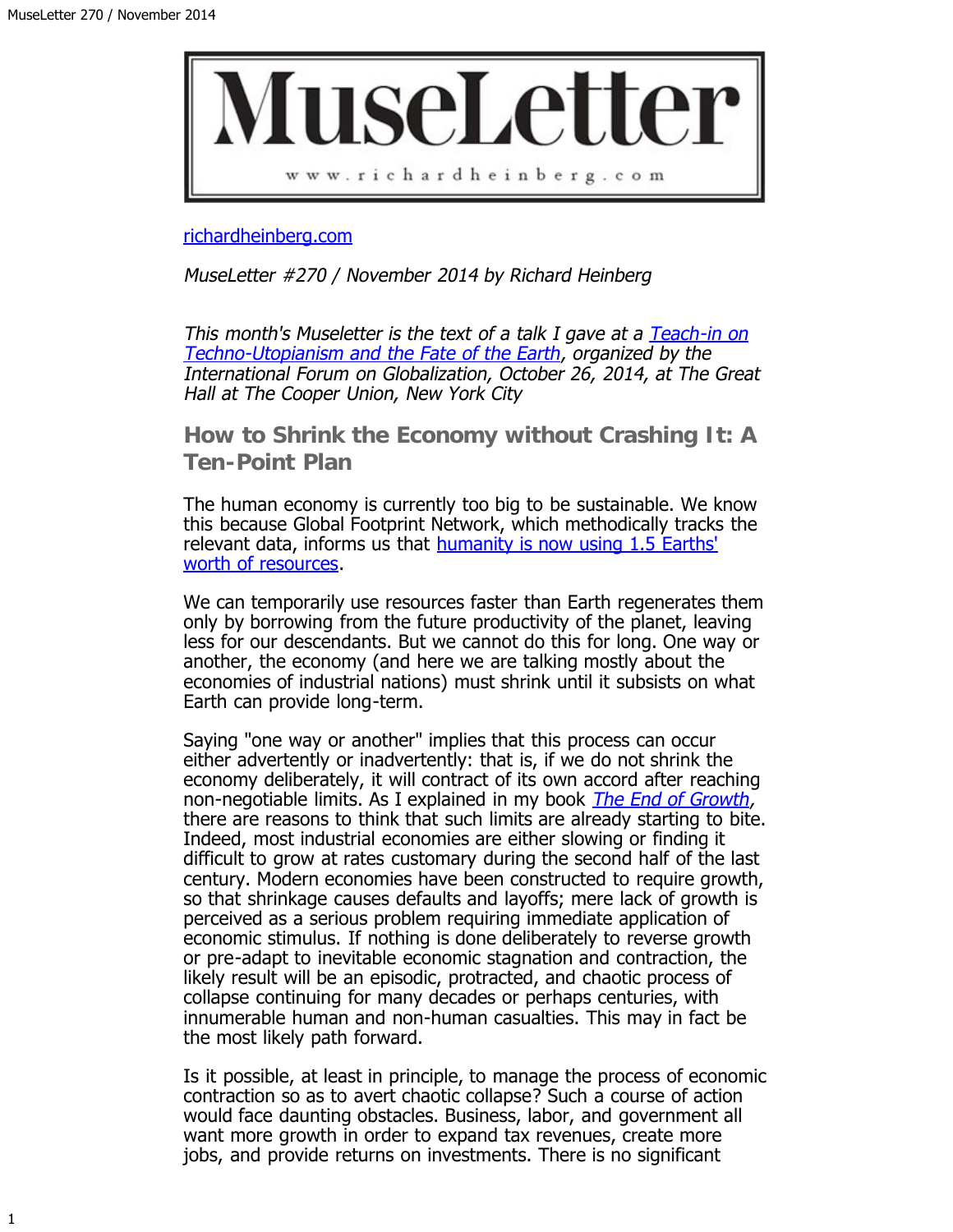# MuseLetter

www.richardheinberg.com

[richardheinberg.com](richardheinberg.com)

*MuseLetter #270 / November 2014 by Richard Heinberg*

*This month's Museletter is the text of a talk I gave at a Teach-in on Techno-Utopianism and the Fate of the Earth, organized by the International Forum on Globalization, October 26, 2014, at The Great Hall at The Cooper Union, New York City*

## How to Shrink the Economy without Crashing It: A Ten-Point Plan

The human economy is currently too big to be sustainable. We know this because Global Footprint Network, which methodically tracks the relevant data, informs us that humanity is now using 1.5 Earths' worth of resources.

We can temporarily use resources faster than Earth regenerates them only by borrowing from the future productivity of the planet, leaving less for our descendants. But we cannot do this for long. One way or another, the economy (and here we are talking mostly about the economies of industrial nations) must shrink until it subsists on what Earth can provide long-term.

Saying "one way or another" implies that this process can occur either advertently or inadvertently: that is, if we do not shrink the economy deliberately, it will contract of its own accord after reaching non-negotiable limits. As I explained in my book *The End of Growth*, there are reasons to think that such limits are already starting to bite. Indeed, most industrial economies are either slowing or finding it difficult to grow at rates customary during the second half of the last century. Modern economies have been constructed to require growth, so that shrinkage causes defaults and layoffs; mere lack of growth is perceived as a serious problem requiring immediate application of economic stimulus. If nothing is done deliberately to reverse growth or pre-adapt to inevitable economic stagnation and contraction, the likely result will be an episodic, protracted, and chaotic process of collapse continuing for many decades or perhaps centuries, with innumerable human and non-human casualties. This may in fact be the most likely path forward.

Is it possible, at least in principle, to manage the process of economic contraction so as to avert chaotic collapse? Such a course of action would face daunting obstacles. Business, labor, and government all want more growth in order to expand tax revenues, create more jobs, and provide returns on investments. There is no significant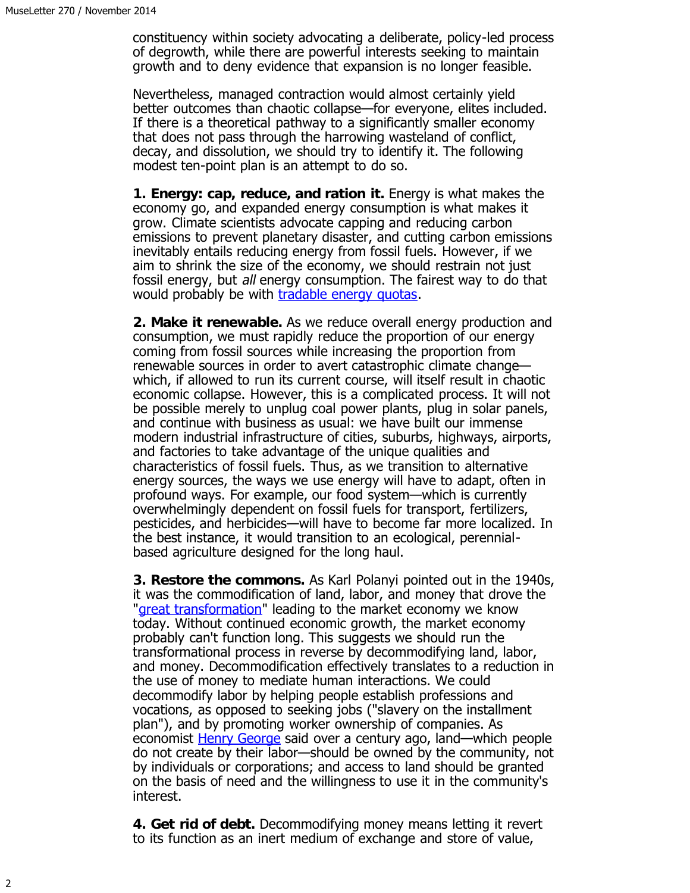constituency within society advocating a deliberate, policy-led process of degrowth, while there are powerful interests seeking to maintain growth and to deny evidence that expansion is no longer feasible.

Nevertheless, managed contraction would almost certainly yield better outcomes than chaotic collapse—for everyone, elites included. If there is a theoretical pathway to a significantly smaller economy that does not pass through the harrowing wasteland of conflict, decay, and dissolution, we should try to identify it. The following modest ten-point plan is an attempt to do so.

**1. Energy: cap, reduce, and ration it.** Energy is what makes the economy go, and expanded energy consumption is what makes it grow. Climate scientists advocate capping and reducing carbon emissions to prevent planetary disaster, and cutting carbon emissions inevitably entails reducing energy from fossil fuels. However, if we aim to shrink the size of the economy, we should restrain not just fossil energy, but *all* energy consumption. The fairest way to do that would probably be with tradable energy quotas.

**2. Make it renewable.** As we reduce overall energy production and consumption, we must rapidly reduce the proportion of our energy coming from fossil sources while increasing the proportion from renewable sources in order to avert catastrophic climate change—which, if allowed to run its current course, will itself result in chaotic economic collapse. However, this is a complicated process. It will not be possible merely to unplug coal power plants, plug in solar panels, and continue with business as usual: we have built our immense modern industrial infrastructure of cities, suburbs, highways, airports, and factories to take advantage of the unique qualities and characteristics of fossil fuels. Thus, as we transition to alternative energy sources, the ways we use energy will have to adapt, often in profound ways. For example, our food system—which is currently overwhelmingly dependent on fossil fuels for transport, fertilizers, pesticides, and herbicides—will have to become far more localized. In the best instance, it would transition to an ecological, perennial-based agriculture designed for the long haul.

**3. Restore the commons.** As Karl Polanyi pointed out in the 1940s, it was the commodification of land, labor, and money that drove the "great transformation" leading to the market economy we know today. Without continued economic growth, the market economy probably can't function long. This suggests we should run the transformational process in reverse by decommodifying land, labor, and money. Decommodification effectively translates to a reduction in the use of money to mediate human interactions. We could decommodify labor by helping people establish professions and vocations, as opposed to seeking jobs ("slavery on the installment plan"), and by promoting worker ownership of companies. As economist Henry George said over a century ago, land—which people do not create by their labor—should be owned by the community, not by individuals or corporations; and access to land should be granted on the basis of need and the willingness to use it in the community's interest.

**4. Get rid of debt.** Decommodifying money means letting it revert to its function as an inert medium of exchange and store of value,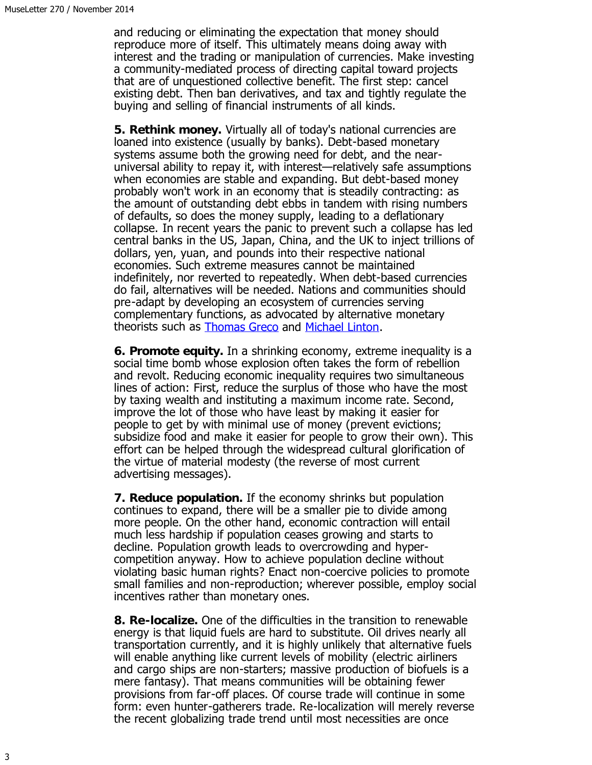and reducing or eliminating the expectation that money should reproduce more of itself. This ultimately means doing away with interest and the trading or manipulation of currencies. Make investing a community-mediated process of directing capital toward projects that are of unquestioned collective benefit. The first step: cancel existing debt. Then ban derivatives, and tax and tightly regulate the buying and selling of financial instruments of all kinds.

**5. Rethink money.** Virtually all of today's national currencies are loaned into existence (usually by banks). Debt-based monetary systems assume both the growing need for debt, and the near-universal ability to repay it, with interest—relatively safe assumptions when economies are stable and expanding. But debt-based money probably won't work in an economy that is steadily contracting: as the amount of outstanding debt ebbs in tandem with rising numbers of defaults, so does the money supply, leading to a deflationary collapse. In recent years the panic to prevent such a collapse has led central banks in the US, Japan, China, and the UK to inject trillions of dollars, yen, yuan, and pounds into their respective national economies. Such extreme measures cannot be maintained indefinitely, nor reverted to repeatedly. When debt-based currencies do fail, alternatives will be needed. Nations and communities should pre-adapt by developing an ecosystem of currencies serving complementary functions, as advocated by alternative monetary theorists such as Thomas Greco and Michael Linton.

**6. Promote equity.** In a shrinking economy, extreme inequality is a social time bomb whose explosion often takes the form of rebellion and revolt. Reducing economic inequality requires two simultaneous lines of action: First, reduce the surplus of those who have the most by taxing wealth and instituting a maximum income rate. Second, improve the lot of those who have least by making it easier for people to get by with minimal use of money (prevent evictions; subsidize food and make it easier for people to grow their own). This effort can be helped through the widespread cultural glorification of the virtue of material modesty (the reverse of most current advertising messages).

**7. Reduce population.** If the economy shrinks but population continues to expand, there will be a smaller pie to divide among more people. On the other hand, economic contraction will entail much less hardship if population ceases growing and starts to decline. Population growth leads to overcrowding and hyper-competition anyway. How to achieve population decline without violating basic human rights? Enact non-coercive policies to promote small families and non-reproduction; wherever possible, employ social incentives rather than monetary ones.

**8. Re-localize.** One of the difficulties in the transition to renewable energy is that liquid fuels are hard to substitute. Oil drives nearly all transportation currently, and it is highly unlikely that alternative fuels will enable anything like current levels of mobility (electric airliners and cargo ships are non-starters; massive production of biofuels is a mere fantasy). That means communities will be obtaining fewer provisions from far-off places. Of course trade will continue in some form: even hunter-gatherers trade. Re-localization will merely reverse the recent globalizing trade trend until most necessities are once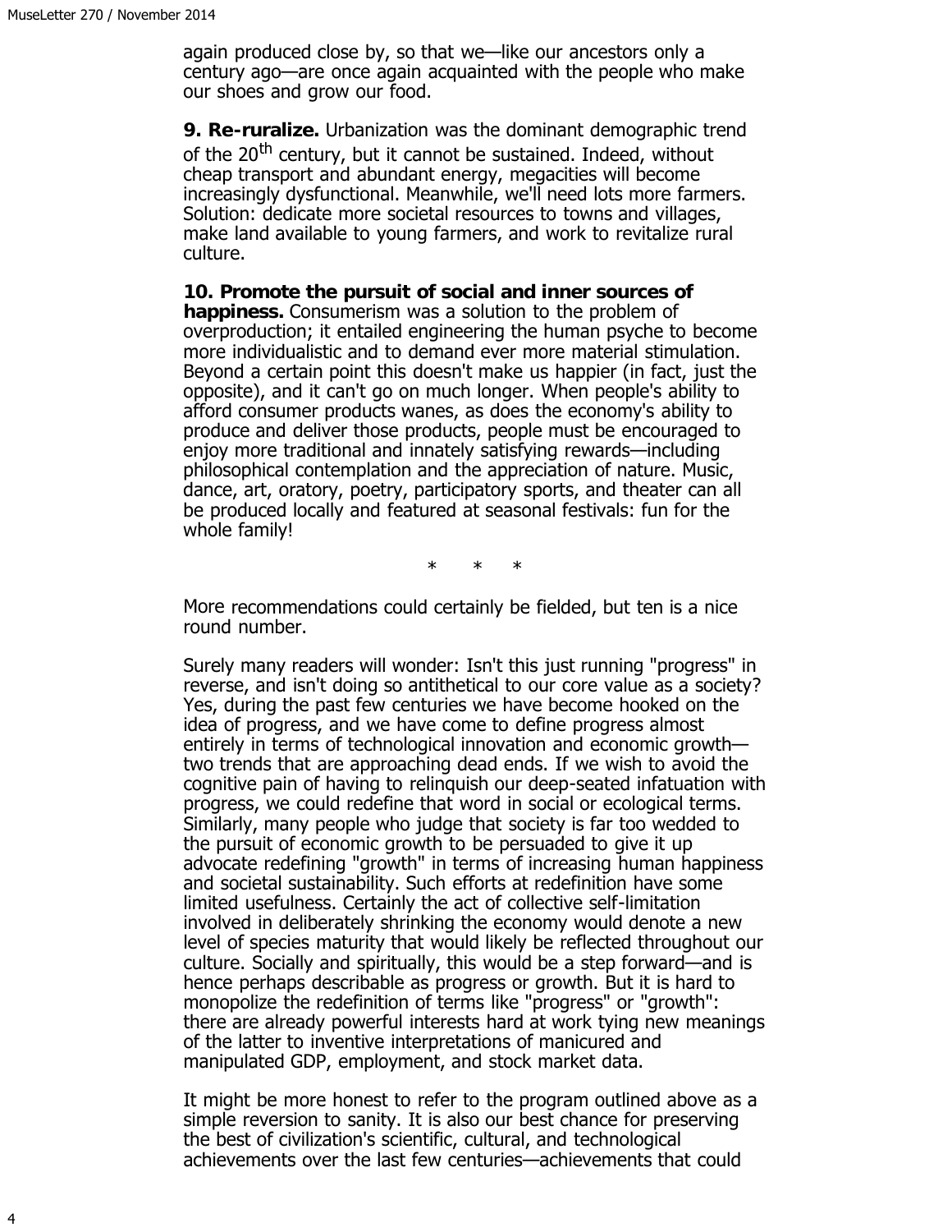again produced close by, so that we—like our ancestors only a century ago—are once again acquainted with the people who make our shoes and grow our food.

**9. Re-ruralize.** Urbanization was the dominant demographic trend of the 20th century, but it cannot be sustained. Indeed, without cheap transport and abundant energy, megacities will become increasingly dysfunctional. Meanwhile, we'll need lots more farmers. Solution: dedicate more societal resources to towns and villages, make land available to young farmers, and work to revitalize rural culture.

**10. Promote the pursuit of social and inner sources of happiness.** Consumerism was a solution to the problem of overproduction; it entailed engineering the human psyche to become more individualistic and to demand ever more material stimulation. Beyond a certain point this doesn't make us happier (in fact, just the opposite), and it can't go on much longer. When people's ability to afford consumer products wanes, as does the economy's ability to produce and deliver those products, people must be encouraged to enjoy more traditional and innately satisfying rewards—including philosophical contemplation and the appreciation of nature. Music, dance, art, oratory, poetry, participatory sports, and theater can all be produced locally and featured at seasonal festivals: fun for the whole family!

\* \* \*

More recommendations could certainly be fielded, but ten is a nice round number.

Surely many readers will wonder: Isn't this just running "progress" in reverse, and isn't doing so antithetical to our core value as a society? Yes, during the past few centuries we have become hooked on the idea of progress, and we have come to define progress almost entirely in terms of technological innovation and economic growth—two trends that are approaching dead ends. If we wish to avoid the cognitive pain of having to relinquish our deep-seated infatuation with progress, we could redefine that word in social or ecological terms. Similarly, many people who judge that society is far too wedded to the pursuit of economic growth to be persuaded to give it up advocate redefining "growth" in terms of increasing human happiness and societal sustainability. Such efforts at redefinition have some limited usefulness. Certainly the act of collective self-limitation involved in deliberately shrinking the economy would denote a new level of species maturity that would likely be reflected throughout our culture. Socially and spiritually, this would be a step forward—and is hence perhaps describable as progress or growth. But it is hard to monopolize the redefinition of terms like "progress" or "growth": there are already powerful interests hard at work tying new meanings of the latter to inventive interpretations of manicured and manipulated GDP, employment, and stock market data.

It might be more honest to refer to the program outlined above as a simple reversion to sanity. It is also our best chance for preserving the best of civilization's scientific, cultural, and technological achievements over the last few centuries—achievements that could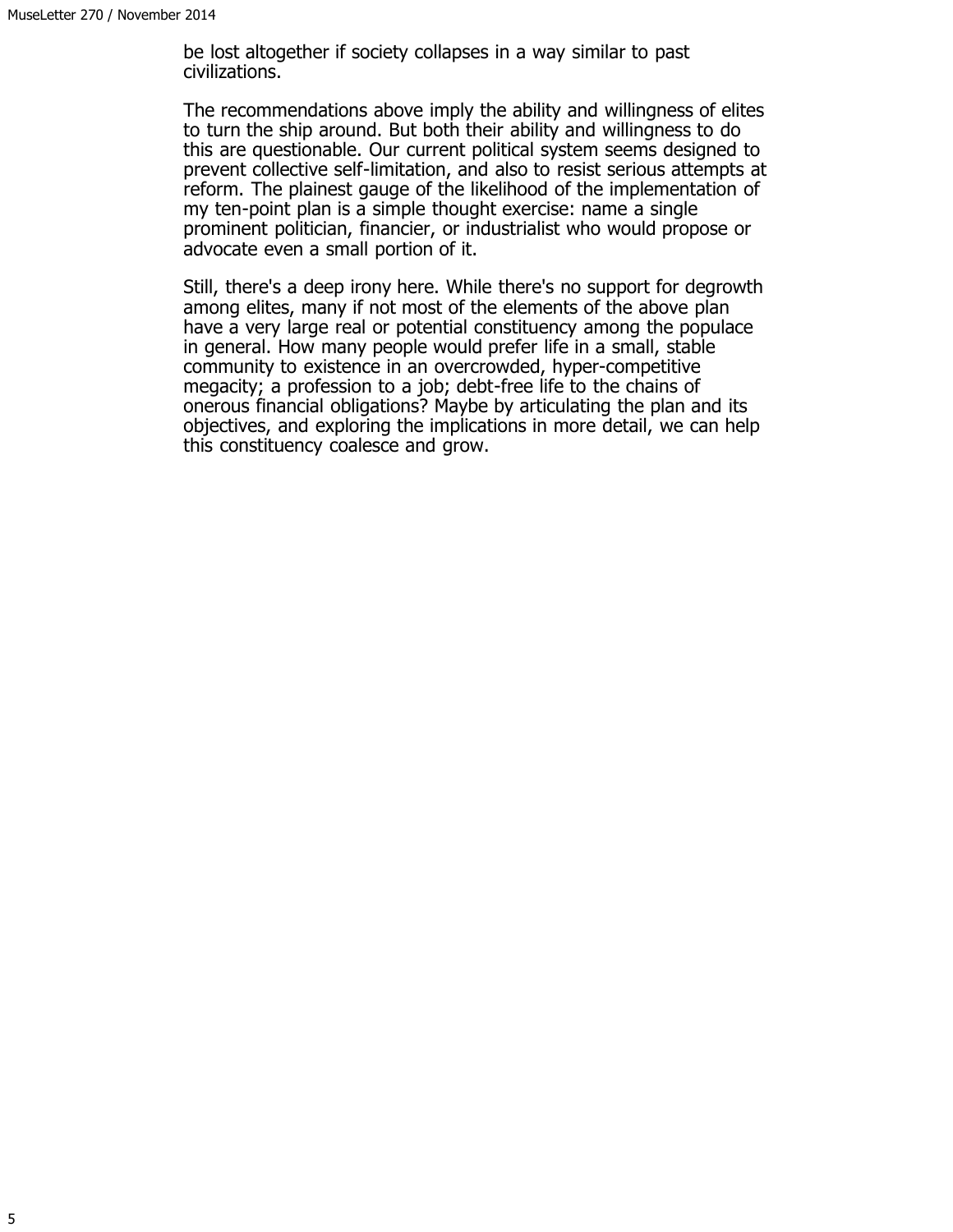be lost altogether if society collapses in a way similar to past civilizations.

The recommendations above imply the ability and willingness of elites to turn the ship around. But both their ability and willingness to do this are questionable. Our current political system seems designed to prevent collective self-limitation, and also to resist serious attempts at reform. The plainest gauge of the likelihood of the implementation of my ten-point plan is a simple thought exercise: name a single prominent politician, financier, or industrialist who would propose or advocate even a small portion of it.

Still, there's a deep irony here. While there's no support for degrowth among elites, many if not most of the elements of the above plan have a very large real or potential constituency among the populace in general. How many people would prefer life in a small, stable community to existence in an overcrowded, hyper-competitive megacity; a profession to a job; debt-free life to the chains of onerous financial obligations? Maybe by articulating the plan and its objectives, and exploring the implications in more detail, we can help this constituency coalesce and grow.